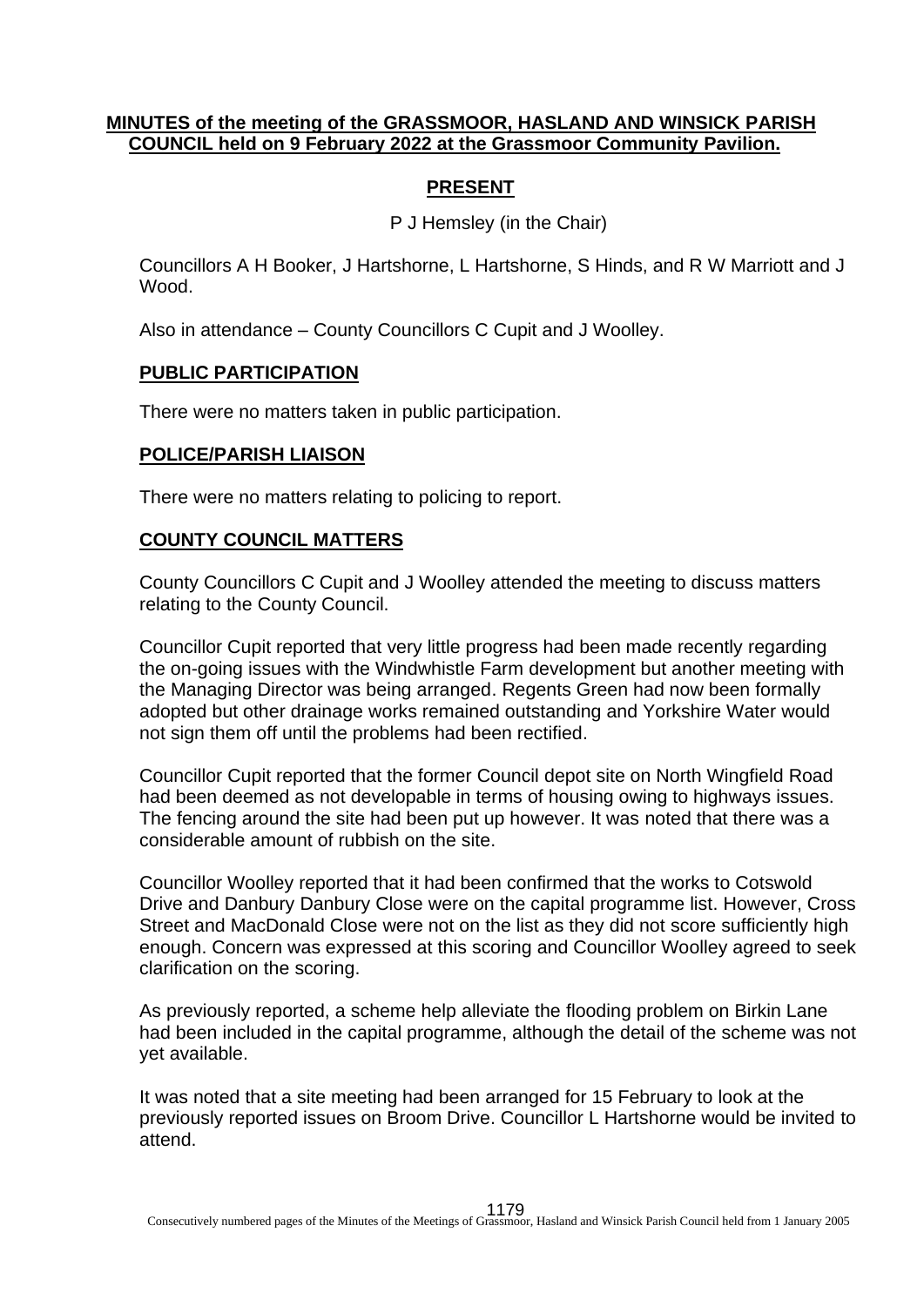**MINUTES of the meeting of the GRASSMOOR, HASLAND AND WINSICK PARISH COUNCIL held on 9 February 2022 at the Grassmoor Community Pavilion.**

## PRESENT

P J Hemsley (in the Chair)

Councillors A H Booker, J Hartshorne, L Hartshorne, S Hinds, and R W Marriott and J Wood.

Also in attendance – County Councillors C Cupit and J Woolley.

## PUBLIC PARTICIPATION

There were no matters taken in public participation.

## POLICE/PARISH LIAISON

There were no matters relating to policing to report.

## COUNTY COUNCIL MATTERS

County Councillors C Cupit and J Woolley attended the meeting to discuss matters relating to the County Council.

Councillor Cupit reported that very little progress had been made recently regarding the on-going issues with the Windwhistle Farm development but another meeting with the Managing Director was being arranged. Regents Green had now been formally adopted but other drainage works remained outstanding and Yorkshire Water would not sign them off until the problems had been rectified.

Councillor Cupit reported that the former Council depot site on North Wingfield Road had been deemed as not developable in terms of housing owing to highways issues. The fencing around the site had been put up however. It was noted that there was a considerable amount of rubbish on the site.

Councillor Woolley reported that it had been confirmed that the works to Cotswold Drive and Danbury Danbury Close were on the capital programme list. However, Cross Street and MacDonald Close were not on the list as they did not score sufficiently high enough. Concern was expressed at this scoring and Councillor Woolley agreed to seek clarification on the scoring.

As previously reported, a scheme help alleviate the flooding problem on Birkin Lane had been included in the capital programme, although the detail of the scheme was not yet available.

It was noted that a site meeting had been arranged for 15 February to look at the previously reported issues on Broom Drive. Councillor L Hartshorne would be invited to attend.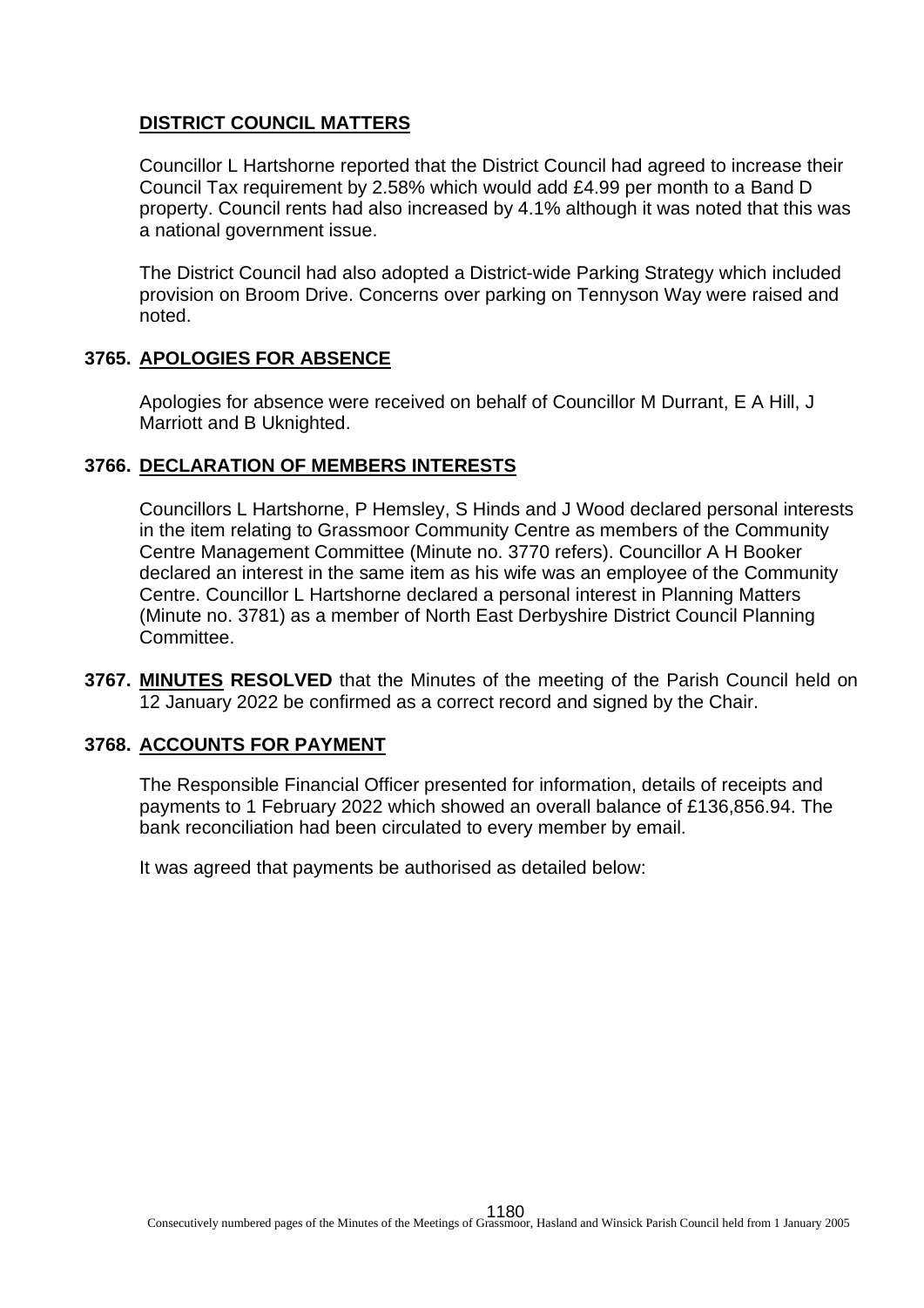## DISTRICT COUNCIL MATTERS

Councillor L Hartshorne reported that the District Council had agreed to increase their Council Tax requirement by 2.58% which would add £4.99 per month to a Band D property. Council rents had also increased by 4.1% although it was noted that this was a national government issue.

The District Council had also adopted a District-wide Parking Strategy which included provision on Broom Drive. Concerns over parking on Tennyson Way were raised and noted.

## 3765. APOLOGIES FOR ABSENCE

Apologies for absence were received on behalf of Councillor M Durrant, E A Hill, J Marriott and B Uknighted.

## 3766. DECLARATION OF MEMBERS INTERESTS

Councillors L Hartshorne, P Hemsley, S Hinds and J Wood declared personal interests in the item relating to Grassmoor Community Centre as members of the Community Centre Management Committee (Minute no. 3770 refers). Councillor A H Booker declared an interest in the same item as his wife was an employee of the Community Centre. Councillor L Hartshorne declared a personal interest in Planning Matters (Minute no. 3781) as a member of North East Derbyshire District Council Planning Committee.

**3767. MINUTES RESOLVED** that the Minutes of the meeting of the Parish Council held on 12 January 2022 be confirmed as a correct record and signed by the Chair.

## 3768. ACCOUNTS FOR PAYMENT

The Responsible Financial Officer presented for information, details of receipts and payments to 1 February 2022 which showed an overall balance of £136,856.94. The bank reconciliation had been circulated to every member by email.

It was agreed that payments be authorised as detailed below: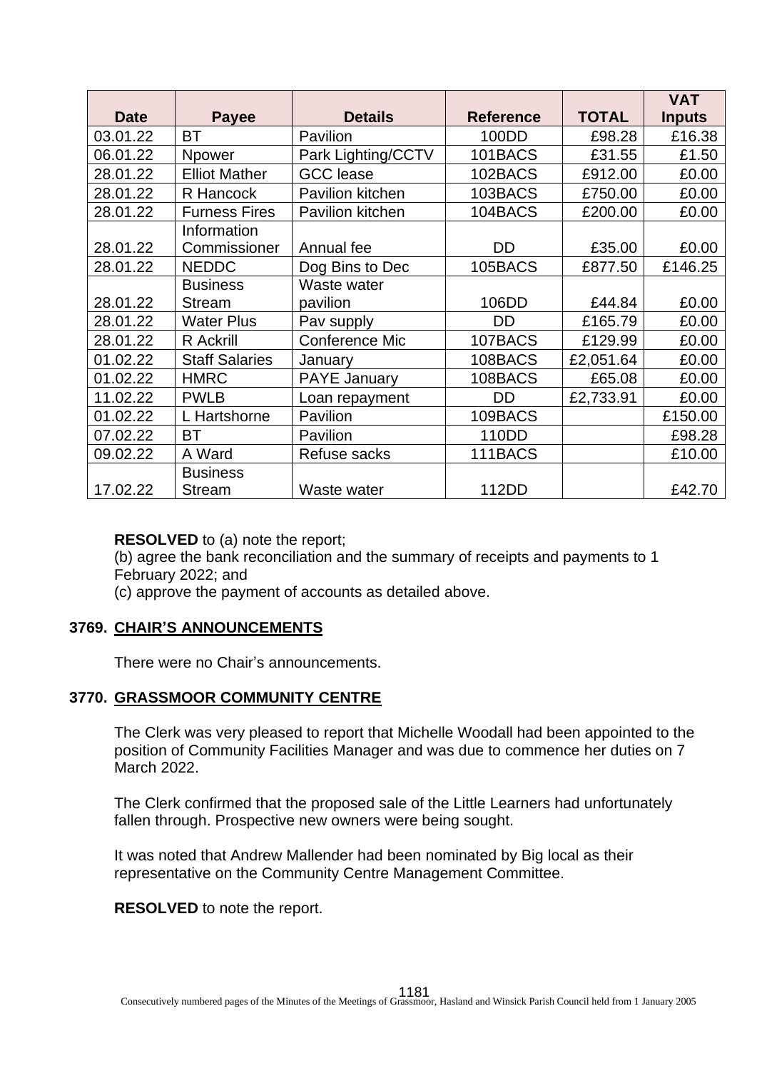| Date | Payee | Details | Reference | TOTAL | VAT Inputs |
|---|---|---|---|---|---|
| 03.01.22 | BT | Pavilion | 100DD | £98.28 | £16.38 |
| 06.01.22 | Npower | Park Lighting/CCTV | 101BACS | £31.55 | £1.50 |
| 28.01.22 | Elliot Mather | GCC lease | 102BACS | £912.00 | £0.00 |
| 28.01.22 | R Hancock | Pavilion kitchen | 103BACS | £750.00 | £0.00 |
| 28.01.22 | Furness Fires | Pavilion kitchen | 104BACS | £200.00 | £0.00 |
| 28.01.22 | Information Commissioner | Annual fee | DD | £35.00 | £0.00 |
| 28.01.22 | NEDDC | Dog Bins to Dec | 105BACS | £877.50 | £146.25 |
| 28.01.22 | Business Stream | Waste water pavilion | 106DD | £44.84 | £0.00 |
| 28.01.22 | Water Plus | Pav supply | DD | £165.79 | £0.00 |
| 28.01.22 | R Ackrill | Conference Mic | 107BACS | £129.99 | £0.00 |
| 01.02.22 | Staff Salaries | January | 108BACS | £2,051.64 | £0.00 |
| 01.02.22 | HMRC | PAYE January | 108BACS | £65.08 | £0.00 |
| 11.02.22 | PWLB | Loan repayment | DD | £2,733.91 | £0.00 |
| 01.02.22 | L Hartshorne | Pavilion | 109BACS | | £150.00 |
| 07.02.22 | BT | Pavilion | 110DD | | £98.28 |
| 09.02.22 | A Ward | Refuse sacks | 111BACS | | £10.00 |
| 17.02.22 | Business Stream | Waste water | 112DD | | £42.70 |

**RESOLVED** to (a) note the report;
(b) agree the bank reconciliation and the summary of receipts and payments to 1 February 2022; and
(c) approve the payment of accounts as detailed above.

## 3769. CHAIR'S ANNOUNCEMENTS

There were no Chair's announcements.

## 3770. GRASSMOOR COMMUNITY CENTRE

The Clerk was very pleased to report that Michelle Woodall had been appointed to the position of Community Facilities Manager and was due to commence her duties on 7 March 2022.

The Clerk confirmed that the proposed sale of the Little Learners had unfortunately fallen through. Prospective new owners were being sought.

It was noted that Andrew Mallender had been nominated by Big local as their representative on the Community Centre Management Committee.

**RESOLVED** to note the report.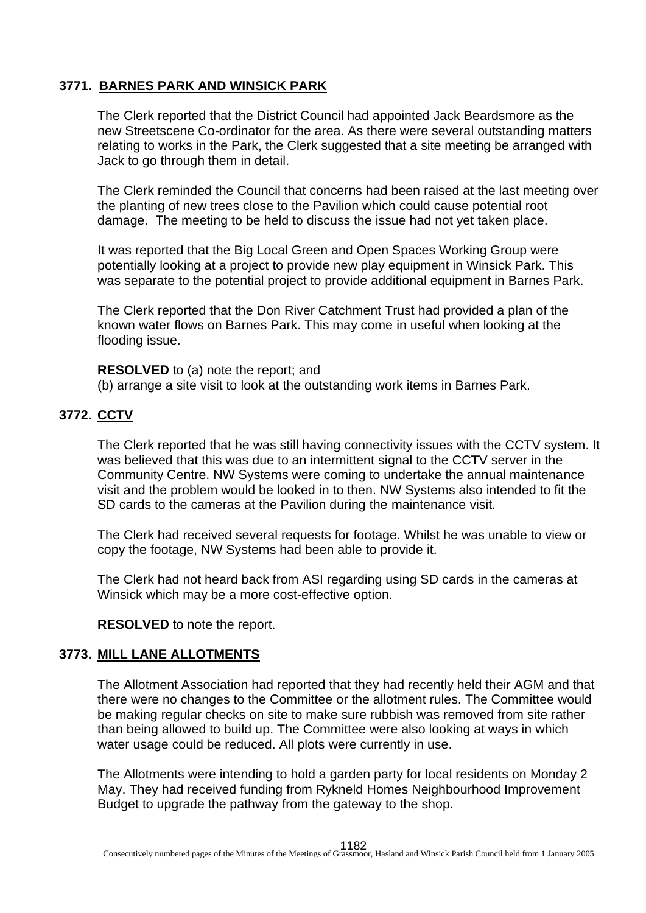### 3771. BARNES PARK AND WINSICK PARK

The Clerk reported that the District Council had appointed Jack Beardsmore as the new Streetscene Co-ordinator for the area. As there were several outstanding matters relating to works in the Park, the Clerk suggested that a site meeting be arranged with Jack to go through them in detail.

The Clerk reminded the Council that concerns had been raised at the last meeting over the planting of new trees close to the Pavilion which could cause potential root damage. The meeting to be held to discuss the issue had not yet taken place.

It was reported that the Big Local Green and Open Spaces Working Group were potentially looking at a project to provide new play equipment in Winsick Park. This was separate to the potential project to provide additional equipment in Barnes Park.

The Clerk reported that the Don River Catchment Trust had provided a plan of the known water flows on Barnes Park. This may come in useful when looking at the flooding issue.

**RESOLVED** to (a) note the report; and
(b) arrange a site visit to look at the outstanding work items in Barnes Park.

### 3772. CCTV

The Clerk reported that he was still having connectivity issues with the CCTV system. It was believed that this was due to an intermittent signal to the CCTV server in the Community Centre. NW Systems were coming to undertake the annual maintenance visit and the problem would be looked in to then. NW Systems also intended to fit the SD cards to the cameras at the Pavilion during the maintenance visit.

The Clerk had received several requests for footage. Whilst he was unable to view or copy the footage, NW Systems had been able to provide it.

The Clerk had not heard back from ASI regarding using SD cards in the cameras at Winsick which may be a more cost-effective option.

**RESOLVED** to note the report.

### 3773. MILL LANE ALLOTMENTS

The Allotment Association had reported that they had recently held their AGM and that there were no changes to the Committee or the allotment rules. The Committee would be making regular checks on site to make sure rubbish was removed from site rather than being allowed to build up. The Committee were also looking at ways in which water usage could be reduced. All plots were currently in use.

The Allotments were intending to hold a garden party for local residents on Monday 2 May. They had received funding from Rykneld Homes Neighbourhood Improvement Budget to upgrade the pathway from the gateway to the shop.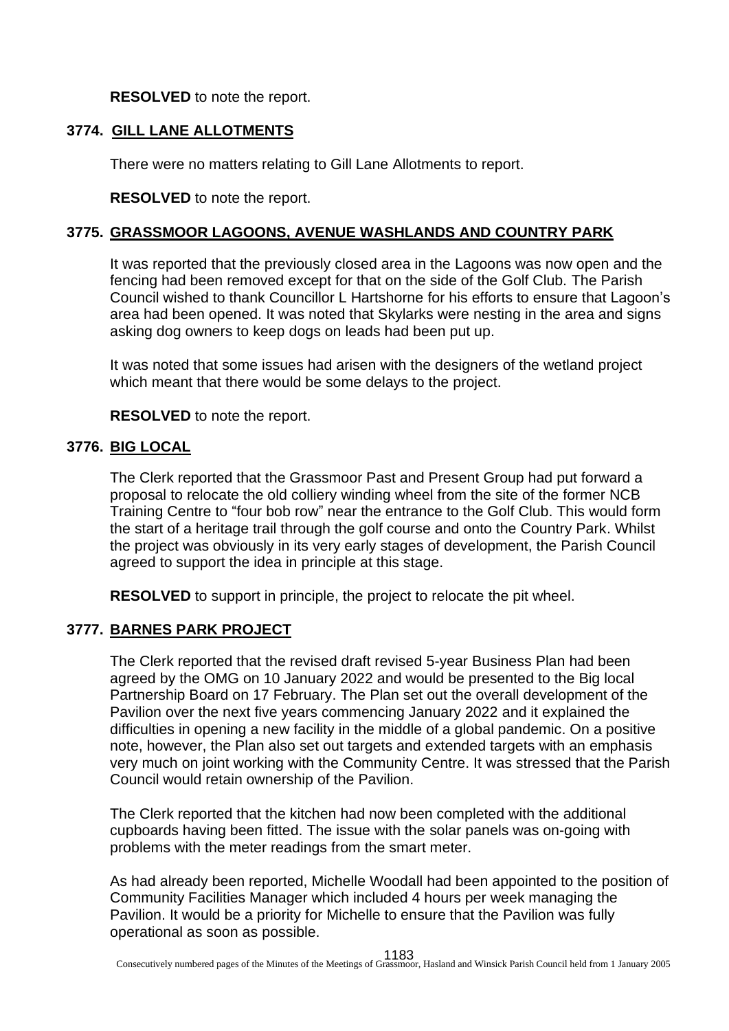**RESOLVED** to note the report.

## 3774. GILL LANE ALLOTMENTS

There were no matters relating to Gill Lane Allotments to report.

**RESOLVED** to note the report.

## 3775. GRASSMOOR LAGOONS, AVENUE WASHLANDS AND COUNTRY PARK

It was reported that the previously closed area in the Lagoons was now open and the fencing had been removed except for that on the side of the Golf Club. The Parish Council wished to thank Councillor L Hartshorne for his efforts to ensure that Lagoon's area had been opened. It was noted that Skylarks were nesting in the area and signs asking dog owners to keep dogs on leads had been put up.

It was noted that some issues had arisen with the designers of the wetland project which meant that there would be some delays to the project.

**RESOLVED** to note the report.

## 3776. BIG LOCAL

The Clerk reported that the Grassmoor Past and Present Group had put forward a proposal to relocate the old colliery winding wheel from the site of the former NCB Training Centre to "four bob row" near the entrance to the Golf Club. This would form the start of a heritage trail through the golf course and onto the Country Park. Whilst the project was obviously in its very early stages of development, the Parish Council agreed to support the idea in principle at this stage.

**RESOLVED** to support in principle, the project to relocate the pit wheel.

## 3777. BARNES PARK PROJECT

The Clerk reported that the revised draft revised 5-year Business Plan had been agreed by the OMG on 10 January 2022 and would be presented to the Big local Partnership Board on 17 February. The Plan set out the overall development of the Pavilion over the next five years commencing January 2022 and it explained the difficulties in opening a new facility in the middle of a global pandemic. On a positive note, however, the Plan also set out targets and extended targets with an emphasis very much on joint working with the Community Centre. It was stressed that the Parish Council would retain ownership of the Pavilion.

The Clerk reported that the kitchen had now been completed with the additional cupboards having been fitted. The issue with the solar panels was on-going with problems with the meter readings from the smart meter.

As had already been reported, Michelle Woodall had been appointed to the position of Community Facilities Manager which included 4 hours per week managing the Pavilion. It would be a priority for Michelle to ensure that the Pavilion was fully operational as soon as possible.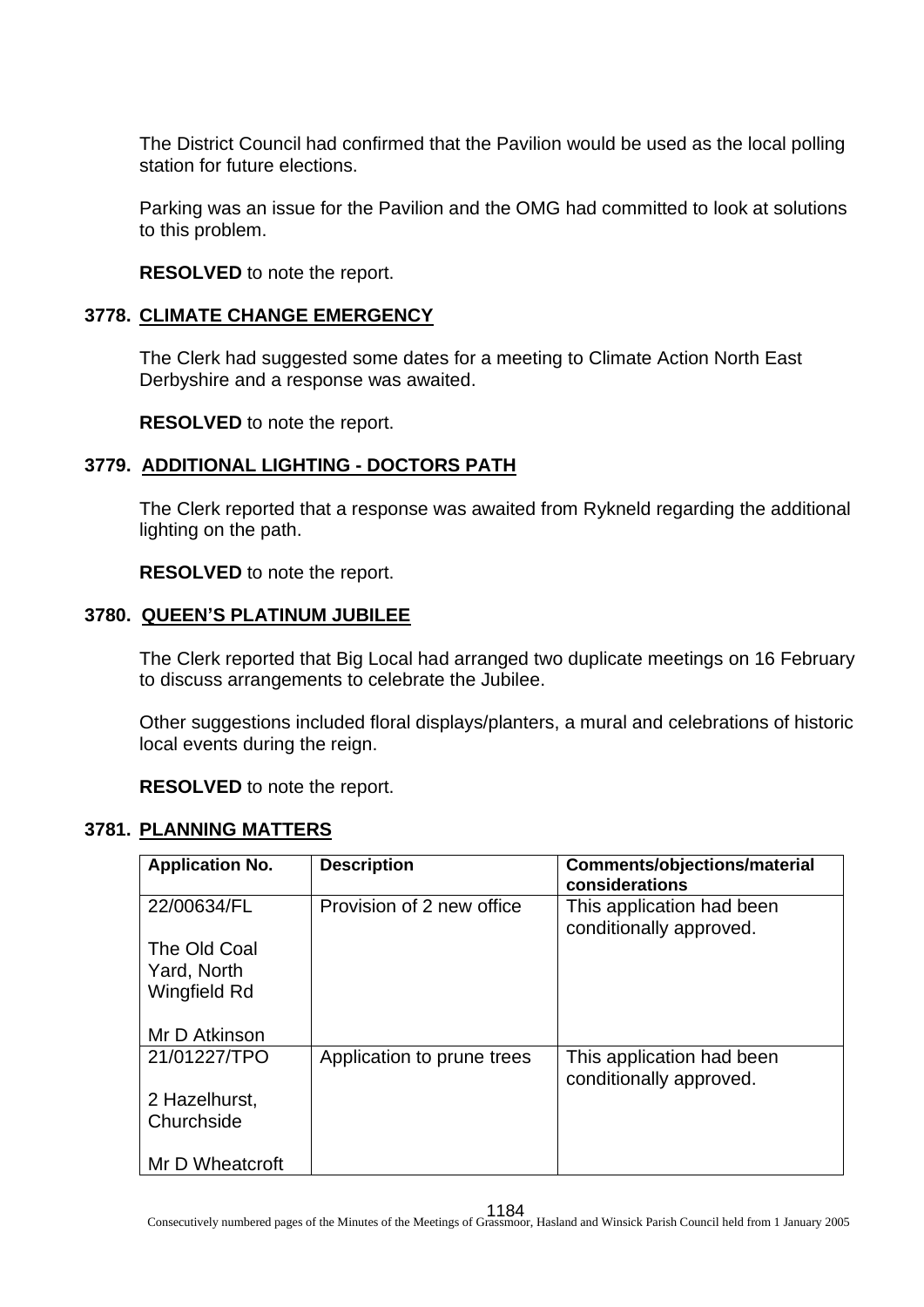The District Council had confirmed that the Pavilion would be used as the local polling station for future elections.

Parking was an issue for the Pavilion and the OMG had committed to look at solutions to this problem.

**RESOLVED** to note the report.

### 3778. CLIMATE CHANGE EMERGENCY

The Clerk had suggested some dates for a meeting to Climate Action North East Derbyshire and a response was awaited.

**RESOLVED** to note the report.

### 3779. ADDITIONAL LIGHTING - DOCTORS PATH

The Clerk reported that a response was awaited from Rykneld regarding the additional lighting on the path.

**RESOLVED** to note the report.

### 3780. QUEEN'S PLATINUM JUBILEE

The Clerk reported that Big Local had arranged two duplicate meetings on 16 February to discuss arrangements to celebrate the Jubilee.

Other suggestions included floral displays/planters, a mural and celebrations of historic local events during the reign.

**RESOLVED** to note the report.

### 3781. PLANNING MATTERS

| Application No. | Description | Comments/objections/material considerations |
|---|---|---|
| 22/00634/FL<br><br>The Old Coal Yard, North Wingfield Rd<br><br>Mr D Atkinson | Provision of 2 new office | This application had been conditionally approved. |
| 21/01227/TPO<br><br>2 Hazelhurst, Churchside<br><br>Mr D Wheatcroft | Application to prune trees | This application had been conditionally approved. |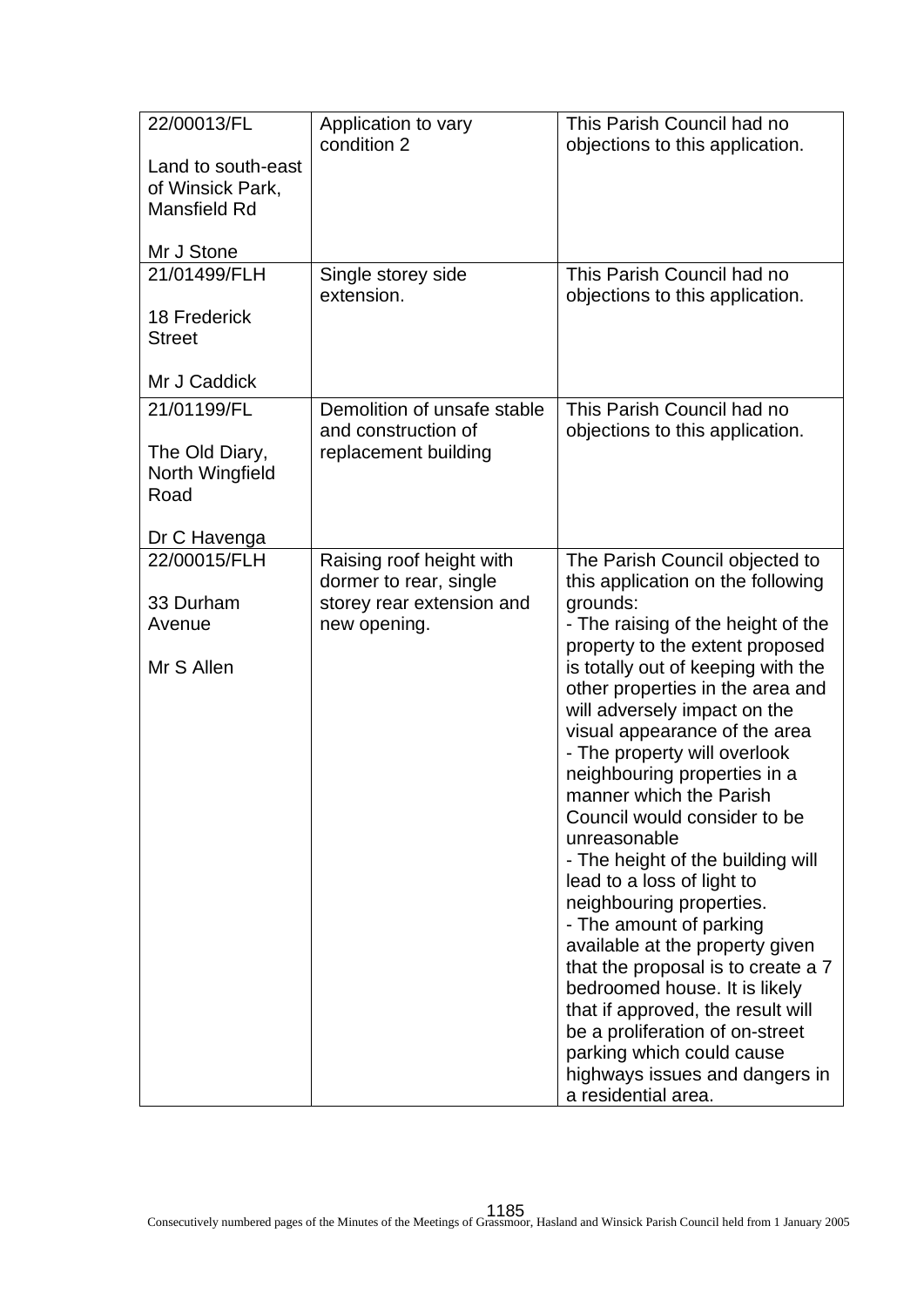| | | |
|---|---|---|
| 22/00013/FL<br><br>Land to south-east of Winsick Park, Mansfield Rd<br><br>Mr J Stone | Application to vary condition 2 | This Parish Council had no objections to this application. |
| 21/01499/FLH<br><br>18 Frederick Street<br><br>Mr J Caddick | Single storey side extension. | This Parish Council had no objections to this application. |
| 21/01199/FL<br><br>The Old Diary, North Wingfield Road<br><br>Dr C Havenga | Demolition of unsafe stable and construction of replacement building | This Parish Council had no objections to this application. |
| 22/00015/FLH<br><br>33 Durham Avenue<br><br>Mr S Allen | Raising roof height with dormer to rear, single storey rear extension and new opening. | The Parish Council objected to this application on the following grounds:<br>- The raising of the height of the property to the extent proposed is totally out of keeping with the other properties in the area and will adversely impact on the visual appearance of the area<br>- The property will overlook neighbouring properties in a manner which the Parish Council would consider to be unreasonable<br>- The height of the building will lead to a loss of light to neighbouring properties.<br>- The amount of parking available at the property given that the proposal is to create a 7 bedroomed house. It is likely that if approved, the result will be a proliferation of on-street parking which could cause highways issues and dangers in a residential area. |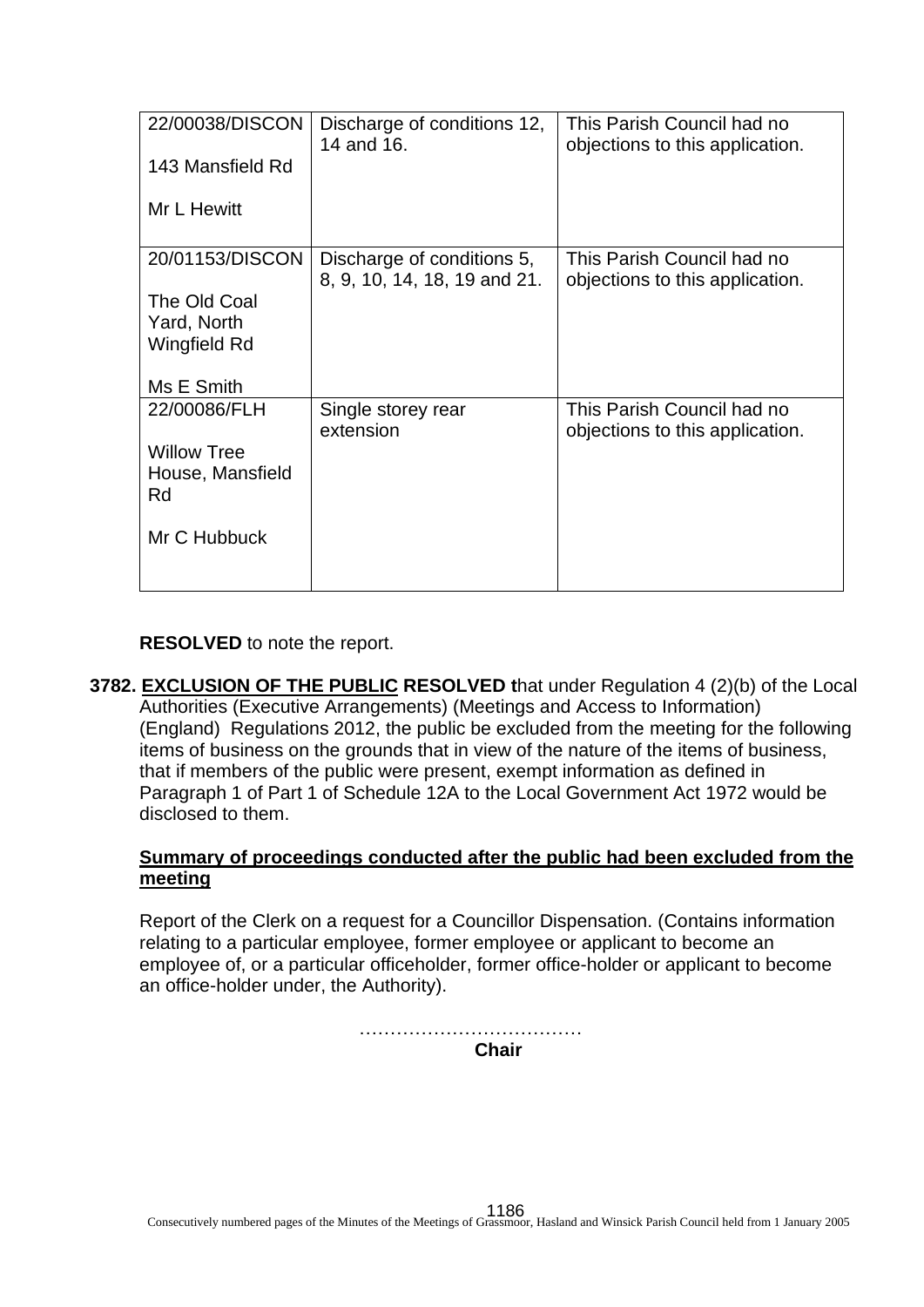| | | |
|---|---|---|
| 22/00038/DISCON<br><br>143 Mansfield Rd<br><br>Mr L Hewitt | Discharge of conditions 12, 14 and 16. | This Parish Council had no objections to this application. |
| 20/01153/DISCON<br><br>The Old Coal Yard, North Wingfield Rd<br><br>Ms E Smith | Discharge of conditions 5, 8, 9, 10, 14, 18, 19 and 21. | This Parish Council had no objections to this application. |
| 22/00086/FLH<br><br>Willow Tree House, Mansfield Rd<br><br>Mr C Hubbuck | Single storey rear extension | This Parish Council had no objections to this application. |

**RESOLVED** to note the report.

**3782. <u>EXCLUSION OF THE PUBLIC</u> RESOLVED t**hat under Regulation 4 (2)(b) of the Local Authorities (Executive Arrangements) (Meetings and Access to Information) (England) Regulations 2012, the public be excluded from the meeting for the following items of business on the grounds that in view of the nature of the items of business, that if members of the public were present, exempt information as defined in Paragraph 1 of Part 1 of Schedule 12A to the Local Government Act 1972 would be disclosed to them.

**<u>Summary of proceedings conducted after the public had been excluded from the meeting</u>**

Report of the Clerk on a request for a Councillor Dispensation. (Contains information relating to a particular employee, former employee or applicant to become an employee of, or a particular officeholder, former office-holder or applicant to become an office-holder under, the Authority).

………………………………
**Chair**